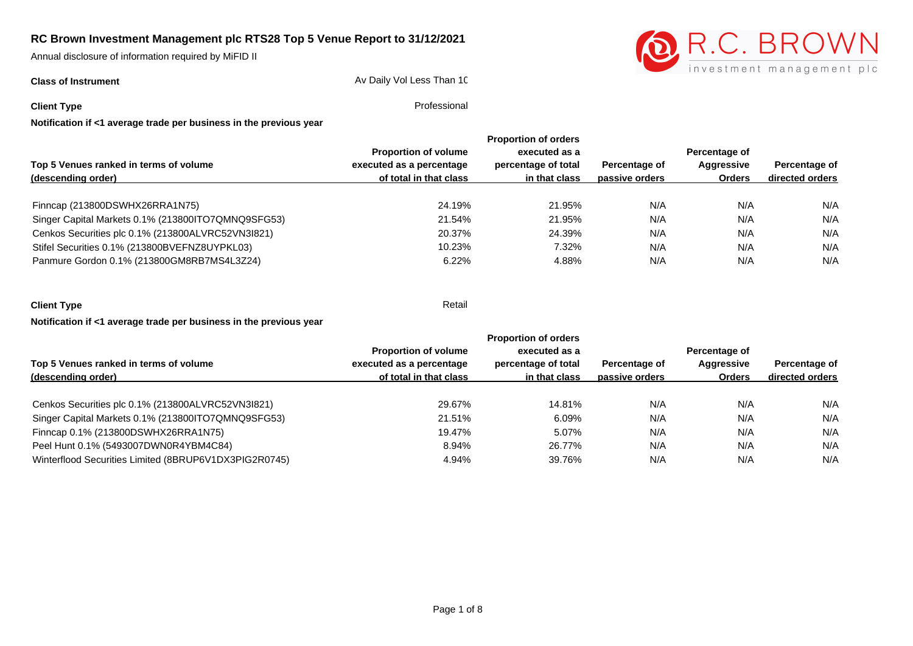# RC Brown Investment Management plc RTS28 Top 5 Venue Report to 31/12/2021

Annual disclosure of information required by MiFID II

**Class of Instrument** Av Daily Vol Less Than 10

**Client Type** Professional

**Notification if <1 average trade per business in the previous year**

| Top 5 Venues ranked in terms of volume (descending order) | Proportion of volume executed as a percentage of total in that class | Proportion of orders executed as a percentage of total in that class | Percentage of passive orders | Percentage of Aggressive Orders | Percentage of directed orders |
|---|---|---|---|---|---|
| Finncap (213800DSWHX26RRA1N75) | 24.19% | 21.95% | N/A | N/A | N/A |
| Singer Capital Markets 0.1% (213800ITO7QMNQ9SFG53) | 21.54% | 21.95% | N/A | N/A | N/A |
| Cenkos Securities plc 0.1% (213800ALVRC52VN3I821) | 20.37% | 24.39% | N/A | N/A | N/A |
| Stifel Securities 0.1% (213800BVEFNZ8UYPKL03) | 10.23% | 7.32% | N/A | N/A | N/A |
| Panmure Gordon 0.1% (213800GM8RB7MS4L3Z24) | 6.22% | 4.88% | N/A | N/A | N/A |

**Client Type** Retail

**Notification if <1 average trade per business in the previous year**

| Top 5 Venues ranked in terms of volume (descending order) | Proportion of volume executed as a percentage of total in that class | Proportion of orders executed as a percentage of total in that class | Percentage of passive orders | Percentage of Aggressive Orders | Percentage of directed orders |
|---|---|---|---|---|---|
| Cenkos Securities plc 0.1% (213800ALVRC52VN3I821) | 29.67% | 14.81% | N/A | N/A | N/A |
| Singer Capital Markets 0.1% (213800ITO7QMNQ9SFG53) | 21.51% | 6.09% | N/A | N/A | N/A |
| Finncap 0.1% (213800DSWHX26RRA1N75) | 19.47% | 5.07% | N/A | N/A | N/A |
| Peel Hunt 0.1% (5493007DWN0R4YBM4C84) | 8.94% | 26.77% | N/A | N/A | N/A |
| Winterflood Securities Limited (8BRUP6V1DX3PIG2R0745) | 4.94% | 39.76% | N/A | N/A | N/A |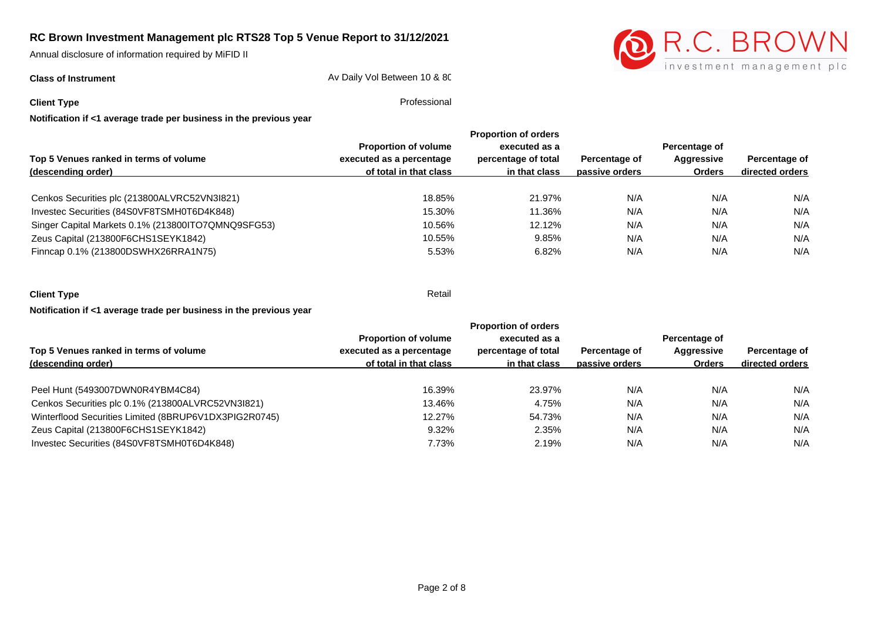# RC Brown Investment Management plc RTS28 Top 5 Venue Report to 31/12/2021

Annual disclosure of information required by MiFID II

**Class of Instrument** Av Daily Vol Between 10 & 8C

**Client Type** Professional

**Notification if <1 average trade per business in the previous year**

| Top 5 Venues ranked in terms of volume (descending order) | Proportion of volume executed as a percentage of total in that class | Proportion of orders executed as a percentage of total in that class | Percentage of passive orders | Percentage of Aggressive Orders | Percentage of directed orders |
|---|---|---|---|---|---|
| Cenkos Securities plc (213800ALVRC52VN3I821) | 18.85% | 21.97% | N/A | N/A | N/A |
| Investec Securities (84S0VF8TSMH0T6D4K848) | 15.30% | 11.36% | N/A | N/A | N/A |
| Singer Capital Markets 0.1% (213800ITO7QMNQ9SFG53) | 10.56% | 12.12% | N/A | N/A | N/A |
| Zeus Capital (213800F6CHS1SEYK1842) | 10.55% | 9.85% | N/A | N/A | N/A |
| Finncap 0.1% (213800DSWHX26RRA1N75) | 5.53% | 6.82% | N/A | N/A | N/A |

**Client Type** Retail

**Notification if <1 average trade per business in the previous year**

| Top 5 Venues ranked in terms of volume (descending order) | Proportion of volume executed as a percentage of total in that class | Proportion of orders executed as a percentage of total in that class | Percentage of passive orders | Percentage of Aggressive Orders | Percentage of directed orders |
|---|---|---|---|---|---|
| Peel Hunt (5493007DWN0R4YBM4C84) | 16.39% | 23.97% | N/A | N/A | N/A |
| Cenkos Securities plc 0.1% (213800ALVRC52VN3I821) | 13.46% | 4.75% | N/A | N/A | N/A |
| Winterflood Securities Limited (8BRUP6V1DX3PIG2R0745) | 12.27% | 54.73% | N/A | N/A | N/A |
| Zeus Capital (213800F6CHS1SEYK1842) | 9.32% | 2.35% | N/A | N/A | N/A |
| Investec Securities (84S0VF8TSMH0T6D4K848) | 7.73% | 2.19% | N/A | N/A | N/A |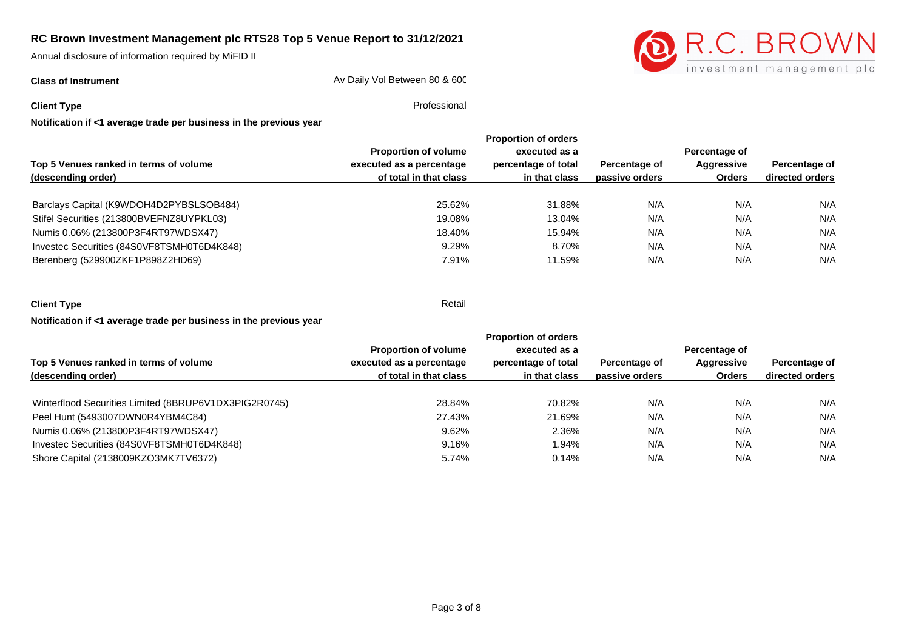# RC Brown Investment Management plc RTS28 Top 5 Venue Report to 31/12/2021

Annual disclosure of information required by MiFID II

**Class of Instrument** Av Daily Vol Between 80 & 600

**Client Type** Professional

**Notification if <1 average trade per business in the previous year**

| Top 5 Venues ranked in terms of volume (descending order) | Proportion of volume executed as a percentage of total in that class | Proportion of orders executed as a percentage of total in that class | Percentage of passive orders | Percentage of Aggressive Orders | Percentage of directed orders |
|---|---|---|---|---|---|
| Barclays Capital (K9WDOH4D2PYBSLSOB484) | 25.62% | 31.88% | N/A | N/A | N/A |
| Stifel Securities (213800BVEFNZ8UYPKL03) | 19.08% | 13.04% | N/A | N/A | N/A |
| Numis 0.06% (213800P3F4RT97WDSX47) | 18.40% | 15.94% | N/A | N/A | N/A |
| Investec Securities (84S0VF8TSMH0T6D4K848) | 9.29% | 8.70% | N/A | N/A | N/A |
| Berenberg (529900ZKF1P898Z2HD69) | 7.91% | 11.59% | N/A | N/A | N/A |

**Client Type** Retail

**Notification if <1 average trade per business in the previous year**

| Top 5 Venues ranked in terms of volume (descending order) | Proportion of volume executed as a percentage of total in that class | Proportion of orders executed as a percentage of total in that class | Percentage of passive orders | Percentage of Aggressive Orders | Percentage of directed orders |
|---|---|---|---|---|---|
| Winterflood Securities Limited (8BRUP6V1DX3PIG2R0745) | 28.84% | 70.82% | N/A | N/A | N/A |
| Peel Hunt (5493007DWN0R4YBM4C84) | 27.43% | 21.69% | N/A | N/A | N/A |
| Numis 0.06% (213800P3F4RT97WDSX47) | 9.62% | 2.36% | N/A | N/A | N/A |
| Investec Securities (84S0VF8TSMH0T6D4K848) | 9.16% | 1.94% | N/A | N/A | N/A |
| Shore Capital (2138009KZO3MK7TV6372) | 5.74% | 0.14% | N/A | N/A | N/A |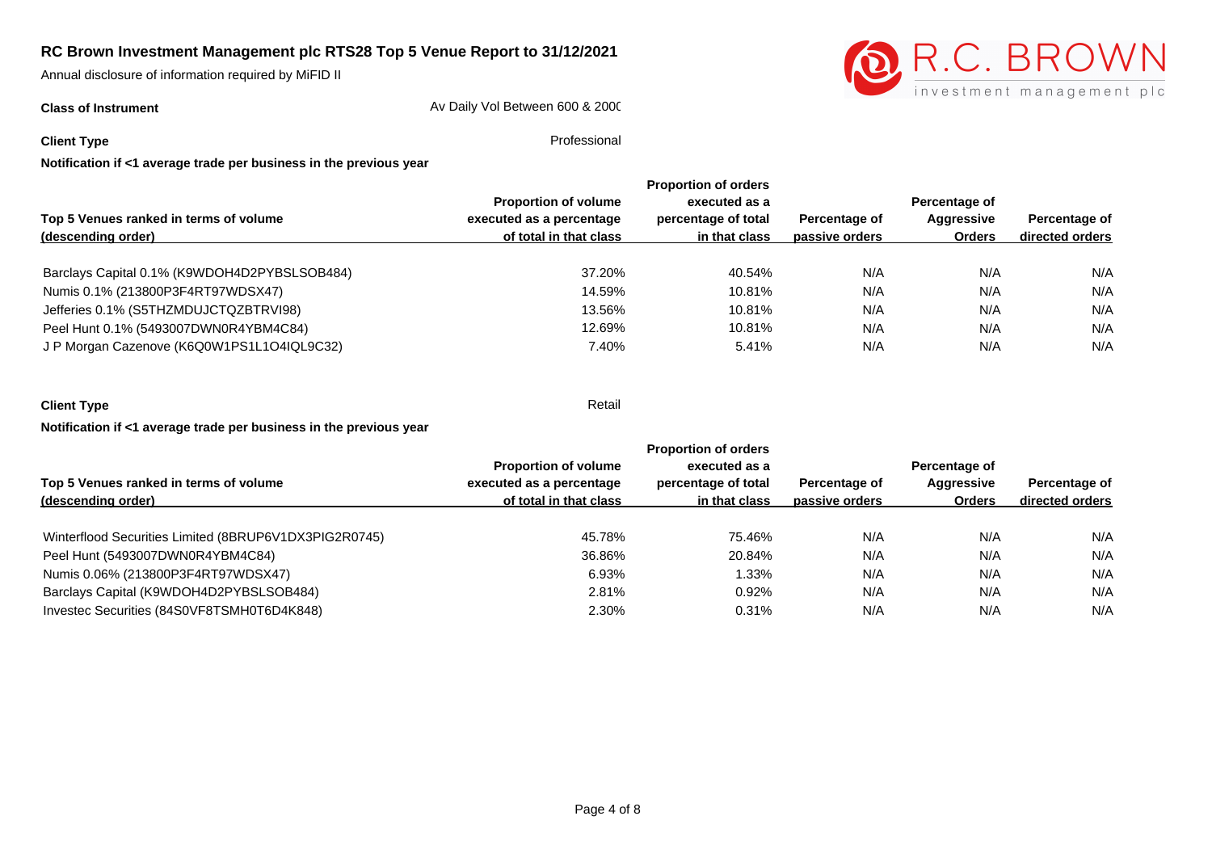# RC Brown Investment Management plc RTS28 Top 5 Venue Report to 31/12/2021

Annual disclosure of information required by MiFID II

**Class of Instrument** Av Daily Vol Between 600 & 2000

**Client Type** Professional

**Notification if <1 average trade per business in the previous year**

| Top 5 Venues ranked in terms of volume (descending order) | Proportion of volume executed as a percentage of total in that class | Proportion of orders executed as a percentage of total in that class | Percentage of passive orders | Percentage of Aggressive Orders | Percentage of directed orders |
|---|---|---|---|---|---|
| Barclays Capital 0.1% (K9WDOH4D2PYBSLSOB484) | 37.20% | 40.54% | N/A | N/A | N/A |
| Numis 0.1% (213800P3F4RT97WDSX47) | 14.59% | 10.81% | N/A | N/A | N/A |
| Jefferies 0.1% (S5THZMDUJCTQZBTRVI98) | 13.56% | 10.81% | N/A | N/A | N/A |
| Peel Hunt 0.1% (5493007DWN0R4YBM4C84) | 12.69% | 10.81% | N/A | N/A | N/A |
| J P Morgan Cazenove (K6Q0W1PS1L1O4IQL9C32) | 7.40% | 5.41% | N/A | N/A | N/A |

**Client Type** Retail

**Notification if <1 average trade per business in the previous year**

| Top 5 Venues ranked in terms of volume (descending order) | Proportion of volume executed as a percentage of total in that class | Proportion of orders executed as a percentage of total in that class | Percentage of passive orders | Percentage of Aggressive Orders | Percentage of directed orders |
|---|---|---|---|---|---|
| Winterflood Securities Limited (8BRUP6V1DX3PIG2R0745) | 45.78% | 75.46% | N/A | N/A | N/A |
| Peel Hunt (5493007DWN0R4YBM4C84) | 36.86% | 20.84% | N/A | N/A | N/A |
| Numis 0.06% (213800P3F4RT97WDSX47) | 6.93% | 1.33% | N/A | N/A | N/A |
| Barclays Capital (K9WDOH4D2PYBSLSOB484) | 2.81% | 0.92% | N/A | N/A | N/A |
| Investec Securities (84S0VF8TSMH0T6D4K848) | 2.30% | 0.31% | N/A | N/A | N/A |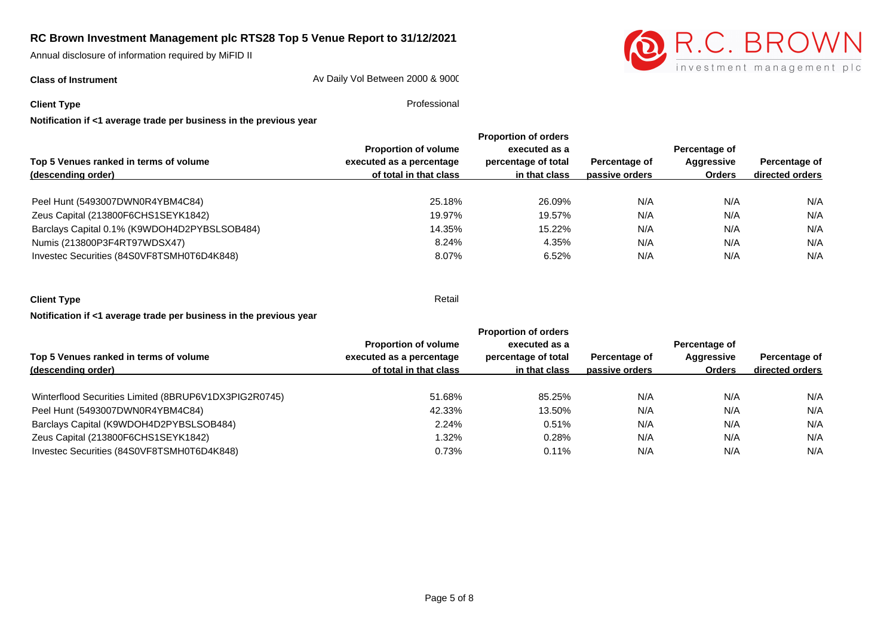# RC Brown Investment Management plc RTS28 Top 5 Venue Report to 31/12/2021

Annual disclosure of information required by MiFID II

**Class of Instrument** Av Daily Vol Between 2000 & 9000

**Client Type** Professional

**Notification if <1 average trade per business in the previous year**

| Top 5 Venues ranked in terms of volume (descending order) | Proportion of volume executed as a percentage of total in that class | Proportion of orders executed as a percentage of total in that class | Percentage of passive orders | Percentage of Aggressive Orders | Percentage of directed orders |
|---|---|---|---|---|---|
| Peel Hunt (5493007DWN0R4YBM4C84) | 25.18% | 26.09% | N/A | N/A | N/A |
| Zeus Capital (213800F6CHS1SEYK1842) | 19.97% | 19.57% | N/A | N/A | N/A |
| Barclays Capital 0.1% (K9WDOH4D2PYBSLSOB484) | 14.35% | 15.22% | N/A | N/A | N/A |
| Numis (213800P3F4RT97WDSX47) | 8.24% | 4.35% | N/A | N/A | N/A |
| Investec Securities (84S0VF8TSMH0T6D4K848) | 8.07% | 6.52% | N/A | N/A | N/A |

**Client Type** Retail

**Notification if <1 average trade per business in the previous year**

| Top 5 Venues ranked in terms of volume (descending order) | Proportion of volume executed as a percentage of total in that class | Proportion of orders executed as a percentage of total in that class | Percentage of passive orders | Percentage of Aggressive Orders | Percentage of directed orders |
|---|---|---|---|---|---|
| Winterflood Securities Limited (8BRUP6V1DX3PIG2R0745) | 51.68% | 85.25% | N/A | N/A | N/A |
| Peel Hunt (5493007DWN0R4YBM4C84) | 42.33% | 13.50% | N/A | N/A | N/A |
| Barclays Capital (K9WDOH4D2PYBSLSOB484) | 2.24% | 0.51% | N/A | N/A | N/A |
| Zeus Capital (213800F6CHS1SEYK1842) | 1.32% | 0.28% | N/A | N/A | N/A |
| Investec Securities (84S0VF8TSMH0T6D4K848) | 0.73% | 0.11% | N/A | N/A | N/A |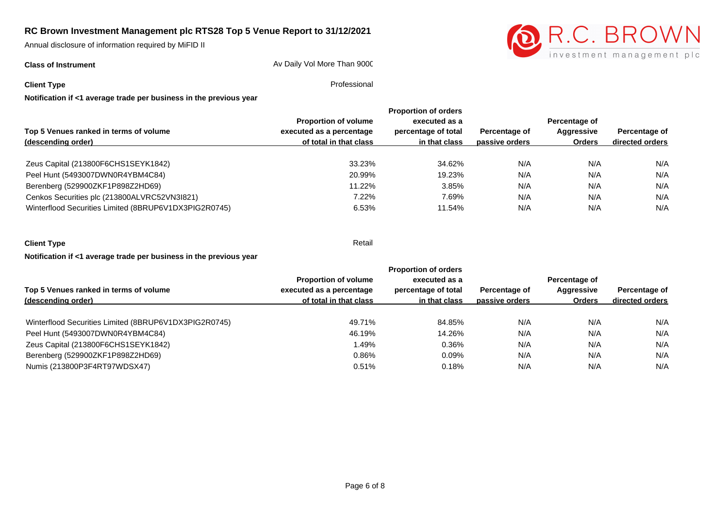# RC Brown Investment Management plc RTS28 Top 5 Venue Report to 31/12/2021

Annual disclosure of information required by MiFID II

**Class of Instrument** Av Daily Vol More Than 900C

**Client Type** Professional

**Notification if <1 average trade per business in the previous year**

| Top 5 Venues ranked in terms of volume (descending order) | Proportion of volume executed as a percentage of total in that class | Proportion of orders executed as a percentage of total in that class | Percentage of passive orders | Percentage of Aggressive Orders | Percentage of directed orders |
|---|---|---|---|---|---|
| Zeus Capital (213800F6CHS1SEYK1842) | 33.23% | 34.62% | N/A | N/A | N/A |
| Peel Hunt (5493007DWN0R4YBM4C84) | 20.99% | 19.23% | N/A | N/A | N/A |
| Berenberg (529900ZKF1P898Z2HD69) | 11.22% | 3.85% | N/A | N/A | N/A |
| Cenkos Securities plc (213800ALVRC52VN3I821) | 7.22% | 7.69% | N/A | N/A | N/A |
| Winterflood Securities Limited (8BRUP6V1DX3PIG2R0745) | 6.53% | 11.54% | N/A | N/A | N/A |

**Client Type** Retail

**Notification if <1 average trade per business in the previous year**

| Top 5 Venues ranked in terms of volume (descending order) | Proportion of volume executed as a percentage of total in that class | Proportion of orders executed as a percentage of total in that class | Percentage of passive orders | Percentage of Aggressive Orders | Percentage of directed orders |
|---|---|---|---|---|---|
| Winterflood Securities Limited (8BRUP6V1DX3PIG2R0745) | 49.71% | 84.85% | N/A | N/A | N/A |
| Peel Hunt (5493007DWN0R4YBM4C84) | 46.19% | 14.26% | N/A | N/A | N/A |
| Zeus Capital (213800F6CHS1SEYK1842) | 1.49% | 0.36% | N/A | N/A | N/A |
| Berenberg (529900ZKF1P898Z2HD69) | 0.86% | 0.09% | N/A | N/A | N/A |
| Numis (213800P3F4RT97WDSX47) | 0.51% | 0.18% | N/A | N/A | N/A |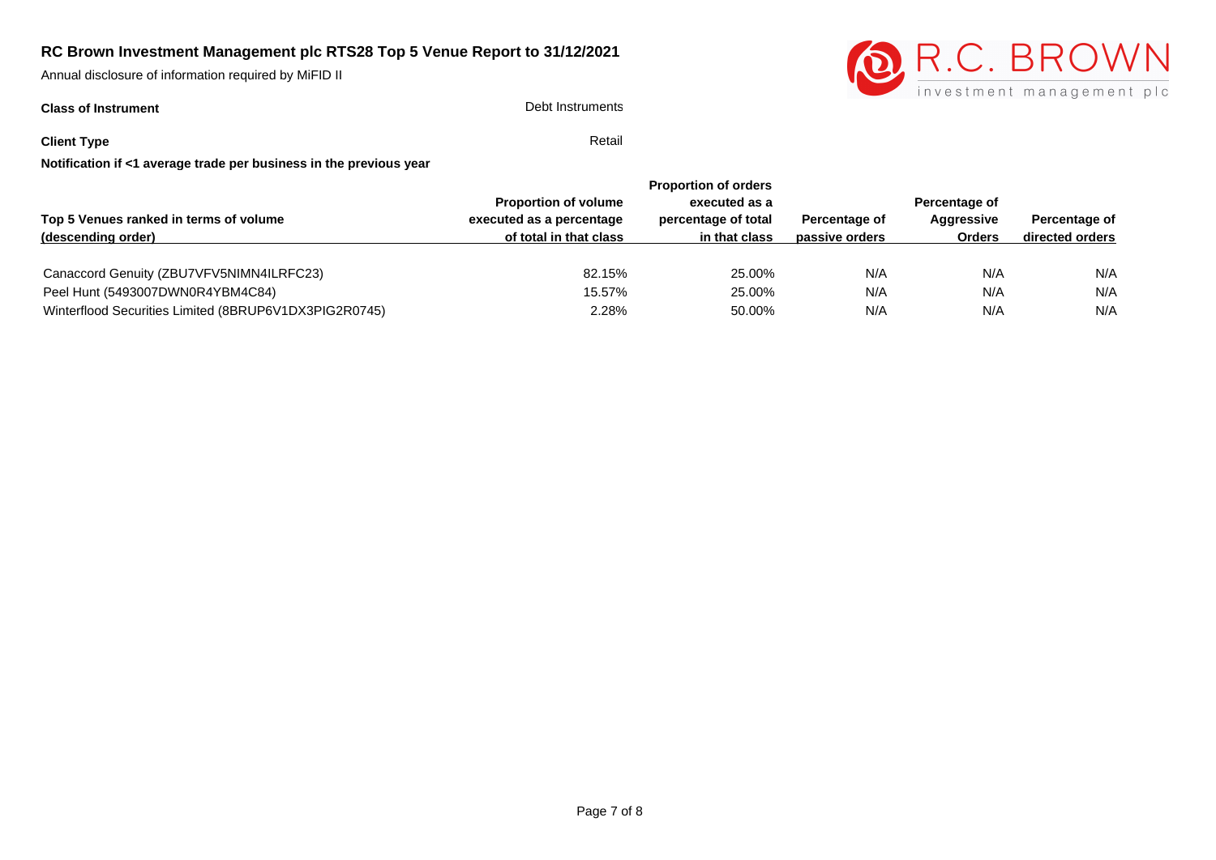# RC Brown Investment Management plc RTS28 Top 5 Venue Report to 31/12/2021

Annual disclosure of information required by MiFID II

**Class of Instrument** Debt Instruments

**Client Type** Retail

**Notification if <1 average trade per business in the previous year**

| Top 5 Venues ranked in terms of volume (descending order) | Proportion of volume executed as a percentage of total in that class | Proportion of orders executed as a percentage of total in that class | Percentage of passive orders | Percentage of Aggressive Orders | Percentage of directed orders |
|---|---|---|---|---|---|
| Canaccord Genuity (ZBU7VFV5NIMN4ILRFC23) | 82.15% | 25.00% | N/A | N/A | N/A |
| Peel Hunt (5493007DWN0R4YBM4C84) | 15.57% | 25.00% | N/A | N/A | N/A |
| Winterflood Securities Limited (8BRUP6V1DX3PIG2R0745) | 2.28% | 50.00% | N/A | N/A | N/A |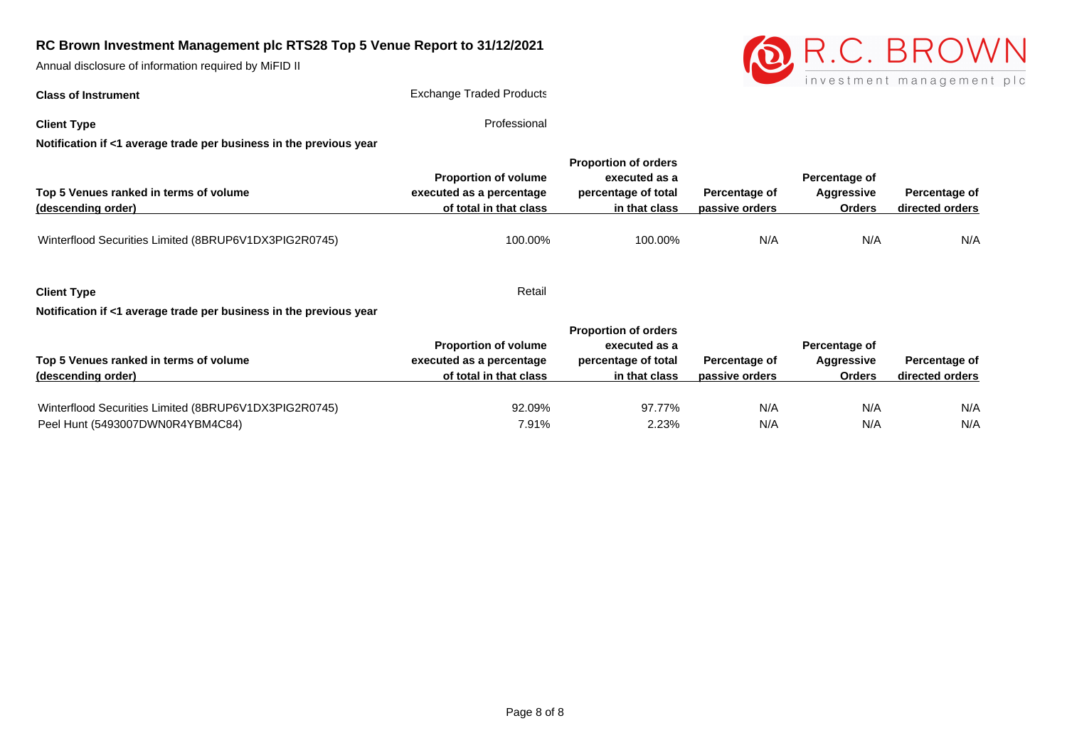# RC Brown Investment Management plc RTS28 Top 5 Venue Report to 31/12/2021

Annual disclosure of information required by MiFID II

**Class of Instrument** Exchange Traded Products

**Client Type** Professional

**Notification if <1 average trade per business in the previous year**

| Top 5 Venues ranked in terms of volume (descending order) | Proportion of volume executed as a percentage of total in that class | Proportion of orders executed as a percentage of total in that class | Percentage of passive orders | Percentage of Aggressive Orders | Percentage of directed orders |
|---|---|---|---|---|---|
| Winterflood Securities Limited (8BRUP6V1DX3PIG2R0745) | 100.00% | 100.00% | N/A | N/A | N/A |

**Client Type** Retail

**Notification if <1 average trade per business in the previous year**

| Top 5 Venues ranked in terms of volume (descending order) | Proportion of volume executed as a percentage of total in that class | Proportion of orders executed as a percentage of total in that class | Percentage of passive orders | Percentage of Aggressive Orders | Percentage of directed orders |
|---|---|---|---|---|---|
| Winterflood Securities Limited (8BRUP6V1DX3PIG2R0745) | 92.09% | 97.77% | N/A | N/A | N/A |
| Peel Hunt (5493007DWN0R4YBM4C84) | 7.91% | 2.23% | N/A | N/A | N/A |